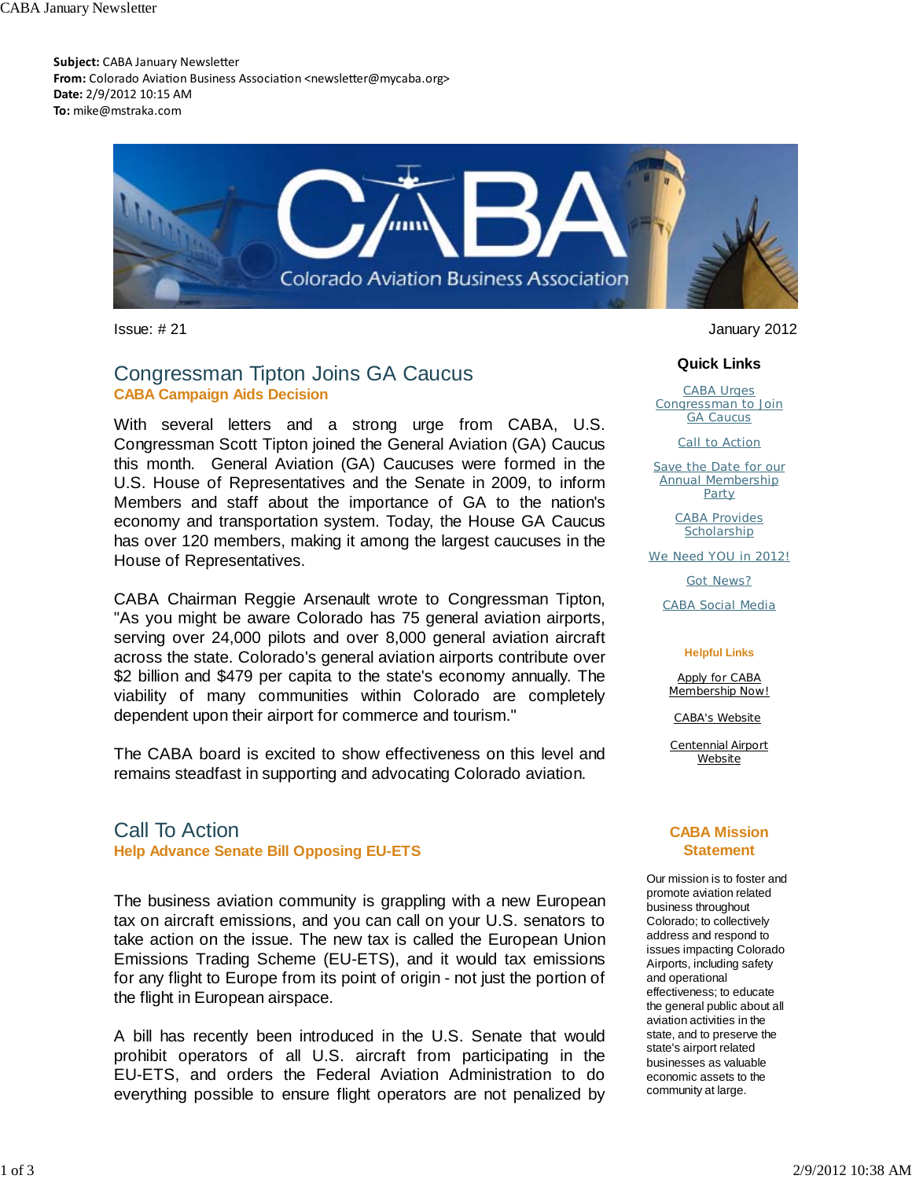**Subject:** CABA January Newsletter
**From:** Colorado Aviation Business Association <newsletter@mycaba.org>
**Date:** 2/9/2012 10:15 AM
**To:** mike@mstraka.com

# CABA Colorado Aviation Business Association

Issue: # 21

January 2012

## Congressman Tipton Joins GA Caucus

**CABA Campaign Aids Decision**

With several letters and a strong urge from CABA, U.S. Congressman Scott Tipton joined the General Aviation (GA) Caucus this month. General Aviation (GA) Caucuses were formed in the U.S. House of Representatives and the Senate in 2009, to inform Members and staff about the importance of GA to the nation's economy and transportation system. Today, the House GA Caucus has over 120 members, making it among the largest caucuses in the House of Representatives.

CABA Chairman Reggie Arsenault wrote to Congressman Tipton, "As you might be aware Colorado has 75 general aviation airports, serving over 24,000 pilots and over 8,000 general aviation aircraft across the state. Colorado's general aviation airports contribute over $2 billion and $479 per capita to the state's economy annually. The viability of many communities within Colorado are completely dependent upon their airport for commerce and tourism."

The CABA board is excited to show effectiveness on this level and remains steadfast in supporting and advocating Colorado aviation.

## Call To Action

**Help Advance Senate Bill Opposing EU-ETS**

The business aviation community is grappling with a new European tax on aircraft emissions, and you can call on your U.S. senators to take action on the issue. The new tax is called the European Union Emissions Trading Scheme (EU-ETS), and it would tax emissions for any flight to Europe from its point of origin - not just the portion of the flight in European airspace.

A bill has recently been introduced in the U.S. Senate that would prohibit operators of all U.S. aircraft from participating in the EU-ETS, and orders the Federal Aviation Administration to do everything possible to ensure flight operators are not penalized by

### Quick Links

- CABA Urges Congressman to Join GA Caucus
- Call to Action
- Save the Date for our Annual Membership Party
- CABA Provides Scholarship
- We Need YOU in 2012!
- Got News?
- CABA Social Media

**Helpful Links**

- Apply for CABA Membership Now!
- CABA's Website
- Centennial Airport Website

### CABA Mission Statement

Our mission is to foster and promote aviation related business throughout Colorado; to collectively address and respond to issues impacting Colorado Airports, including safety and operational effectiveness; to educate the general public about all aviation activities in the state, and to preserve the state's airport related businesses as valuable economic assets to the community at large.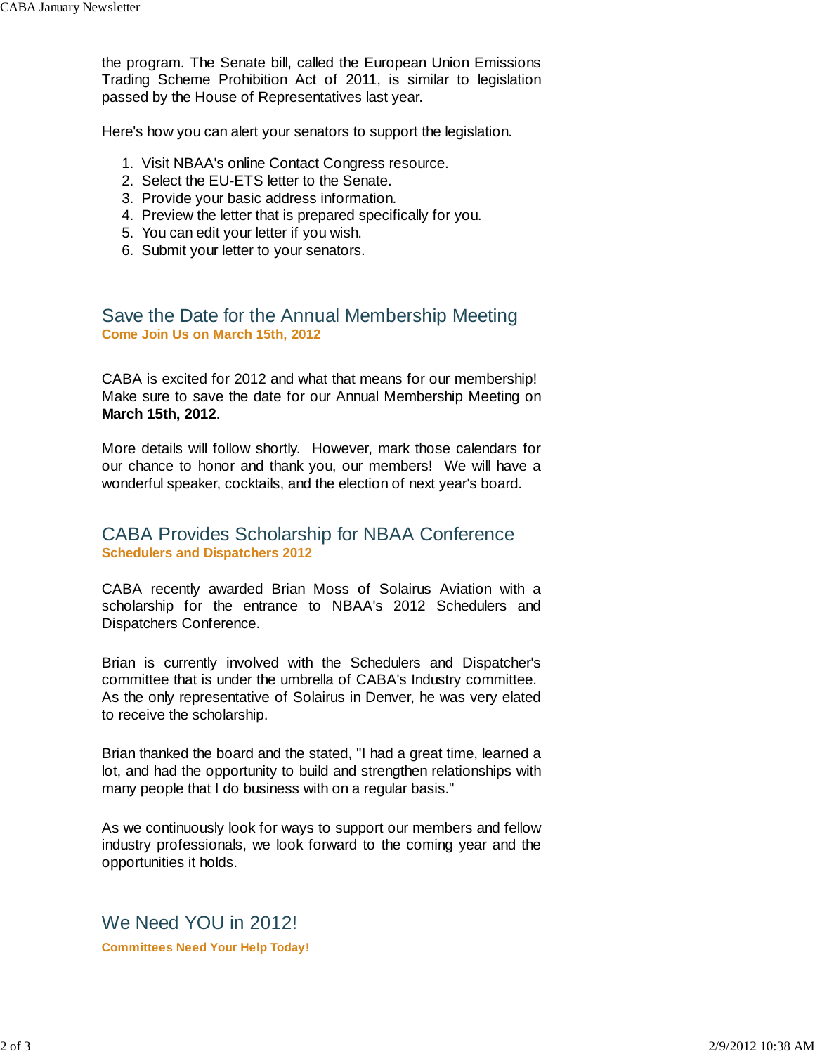the program. The Senate bill, called the European Union Emissions Trading Scheme Prohibition Act of 2011, is similar to legislation passed by the House of Representatives last year.

Here's how you can alert your senators to support the legislation.

1. Visit NBAA's online Contact Congress resource.
2. Select the EU-ETS letter to the Senate.
3. Provide your basic address information.
4. Preview the letter that is prepared specifically for you.
5. You can edit your letter if you wish.
6. Submit your letter to your senators.

## Save the Date for the Annual Membership Meeting

**Come Join Us on March 15th, 2012**

CABA is excited for 2012 and what that means for our membership! Make sure to save the date for our Annual Membership Meeting on **March 15th, 2012**.

More details will follow shortly. However, mark those calendars for our chance to honor and thank you, our members! We will have a wonderful speaker, cocktails, and the election of next year's board.

## CABA Provides Scholarship for NBAA Conference

**Schedulers and Dispatchers 2012**

CABA recently awarded Brian Moss of Solairus Aviation with a scholarship for the entrance to NBAA's 2012 Schedulers and Dispatchers Conference.

Brian is currently involved with the Schedulers and Dispatcher's committee that is under the umbrella of CABA's Industry committee. As the only representative of Solairus in Denver, he was very elated to receive the scholarship.

Brian thanked the board and the stated, "I had a great time, learned a lot, and had the opportunity to build and strengthen relationships with many people that I do business with on a regular basis."

As we continuously look for ways to support our members and fellow industry professionals, we look forward to the coming year and the opportunities it holds.

## We Need YOU in 2012!

**Committees Need Your Help Today!**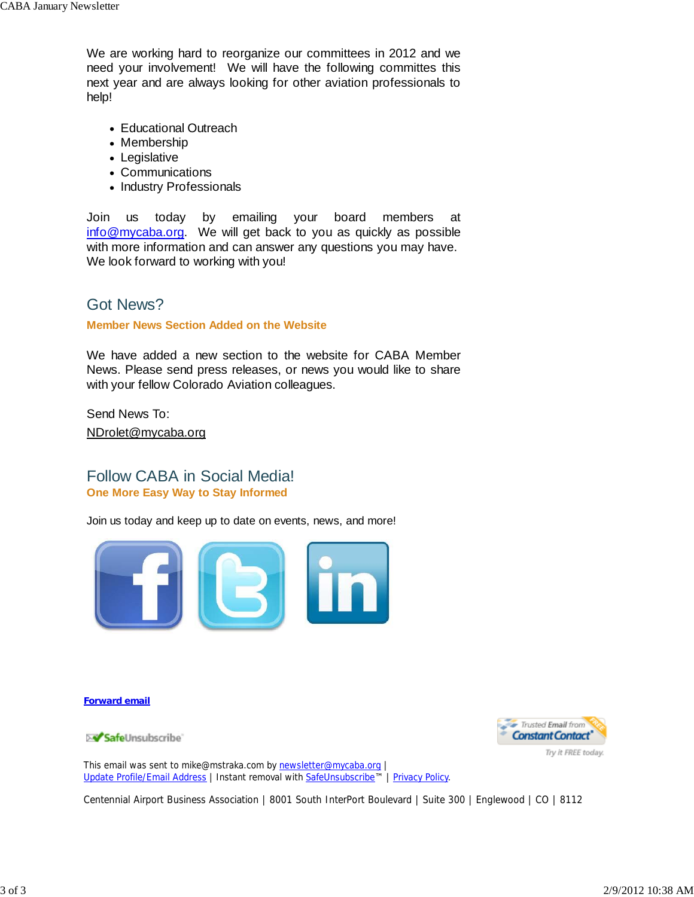We are working hard to reorganize our committees in 2012 and we need your involvement! We will have the following committes this next year and are always looking for other aviation professionals to help!

- Educational Outreach
- Membership
- Legislative
- Communications
- Industry Professionals

Join us today by emailing your board members at info@mycaba.org. We will get back to you as quickly as possible with more information and can answer any questions you may have. We look forward to working with you!

## Got News?

**Member News Section Added on the Website**

We have added a new section to the website for CABA Member News. Please send press releases, or news you would like to share with your fellow Colorado Aviation colleagues.

Send News To:

NDrolet@mycaba.org

## Follow CABA in Social Media!

**One More Easy Way to Stay Informed**

Join us today and keep up to date on events, news, and more!

**Forward email**

SafeUnsubscribe

Trusted Email from Constant Contact

Try it FREE today.

This email was sent to mike@mstraka.com by newsletter@mycaba.org |
Update Profile/Email Address | Instant removal with SafeUnsubscribe™ | Privacy Policy.

Centennial Airport Business Association | 8001 South InterPort Boulevard | Suite 300 | Englewood | CO | 8112